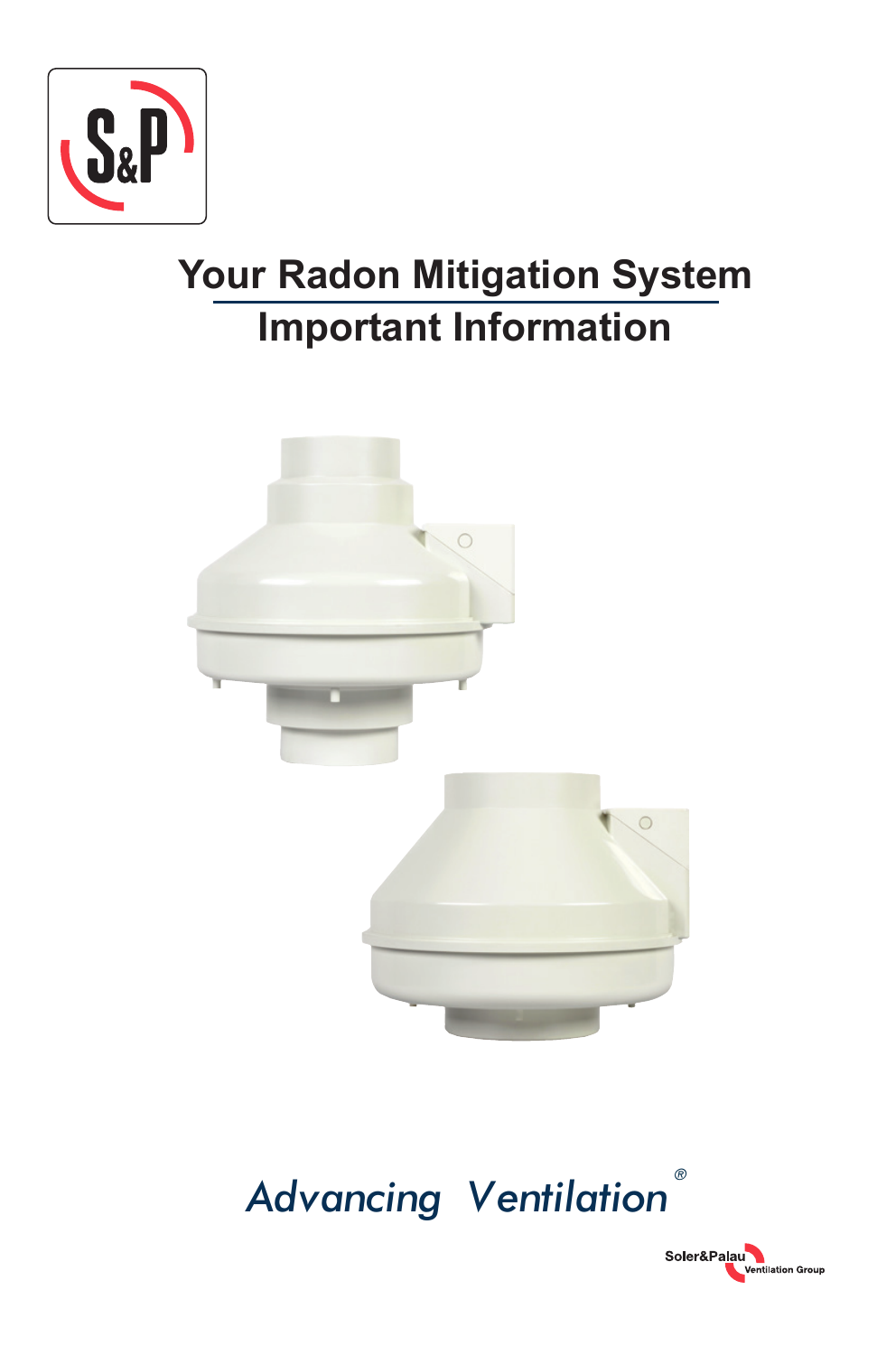# Your Radon Mitigation System

## Important Information

*Advancing Ventilation®*

Soler&Palau Ventilation Group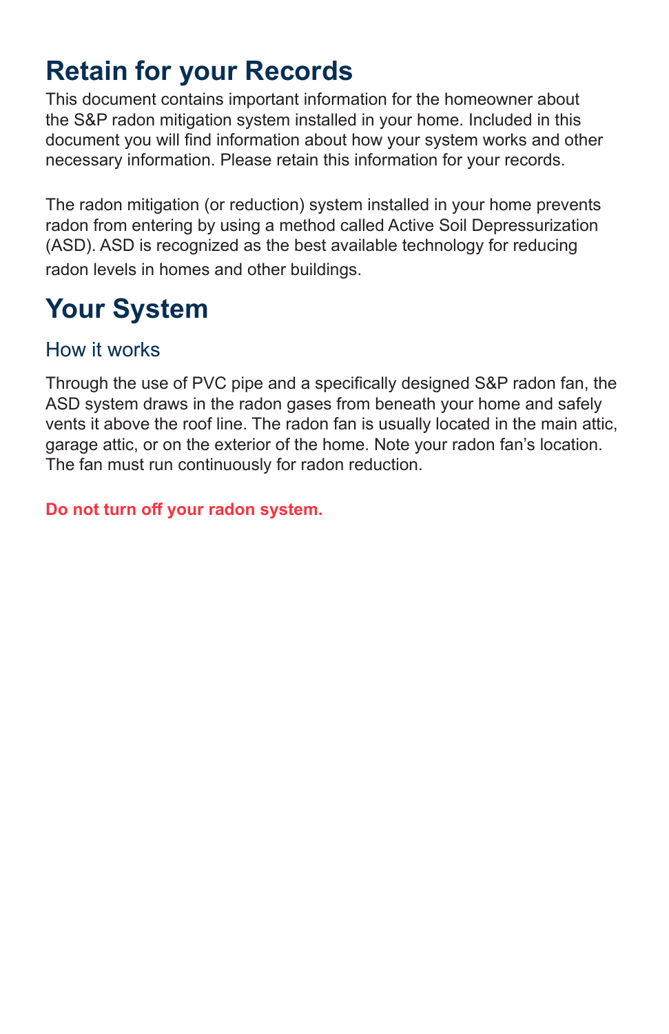# Retain for your Records

This document contains important information for the homeowner about the S&P radon mitigation system installed in your home. Included in this document you will find information about how your system works and other necessary information. Please retain this information for your records.

The radon mitigation (or reduction) system installed in your home prevents radon from entering by using a method called Active Soil Depressurization (ASD). ASD is recognized as the best available technology for reducing radon levels in homes and other buildings.

# Your System

## How it works

Through the use of PVC pipe and a specifically designed S&P radon fan, the ASD system draws in the radon gases from beneath your home and safely vents it above the roof line. The radon fan is usually located in the main attic, garage attic, or on the exterior of the home. Note your radon fan's location. The fan must run continuously for radon reduction.

**Do not turn off your radon system.**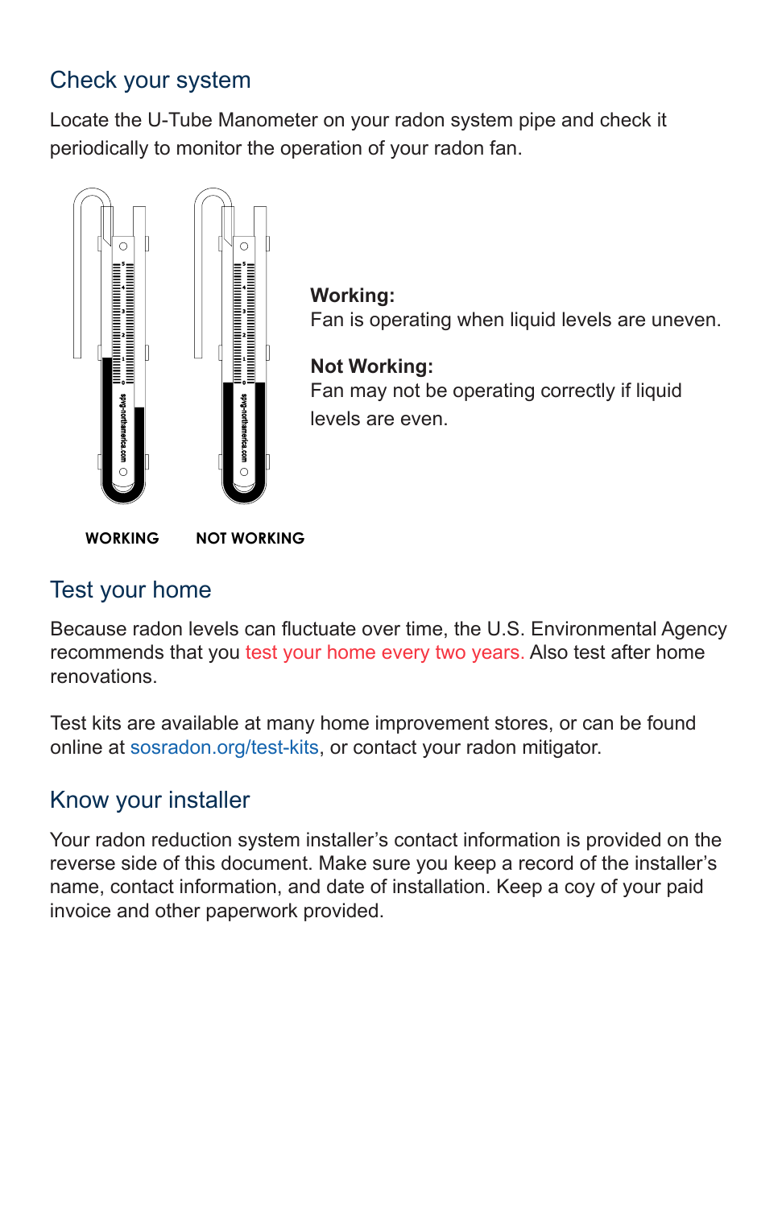## Check your system

Locate the U-Tube Manometer on your radon system pipe and check it periodically to monitor the operation of your radon fan.

**Working:**
Fan is operating when liquid levels are uneven.

**Not Working:**
Fan may not be operating correctly if liquid levels are even.

**WORKING** **NOT WORKING**

## Test your home

Because radon levels can fluctuate over time, the U.S. Environmental Agency recommends that you test your home every two years. Also test after home renovations.

Test kits are available at many home improvement stores, or can be found online at sosradon.org/test-kits, or contact your radon mitigator.

## Know your installer

Your radon reduction system installer's contact information is provided on the reverse side of this document. Make sure you keep a record of the installer's name, contact information, and date of installation. Keep a coy of your paid invoice and other paperwork provided.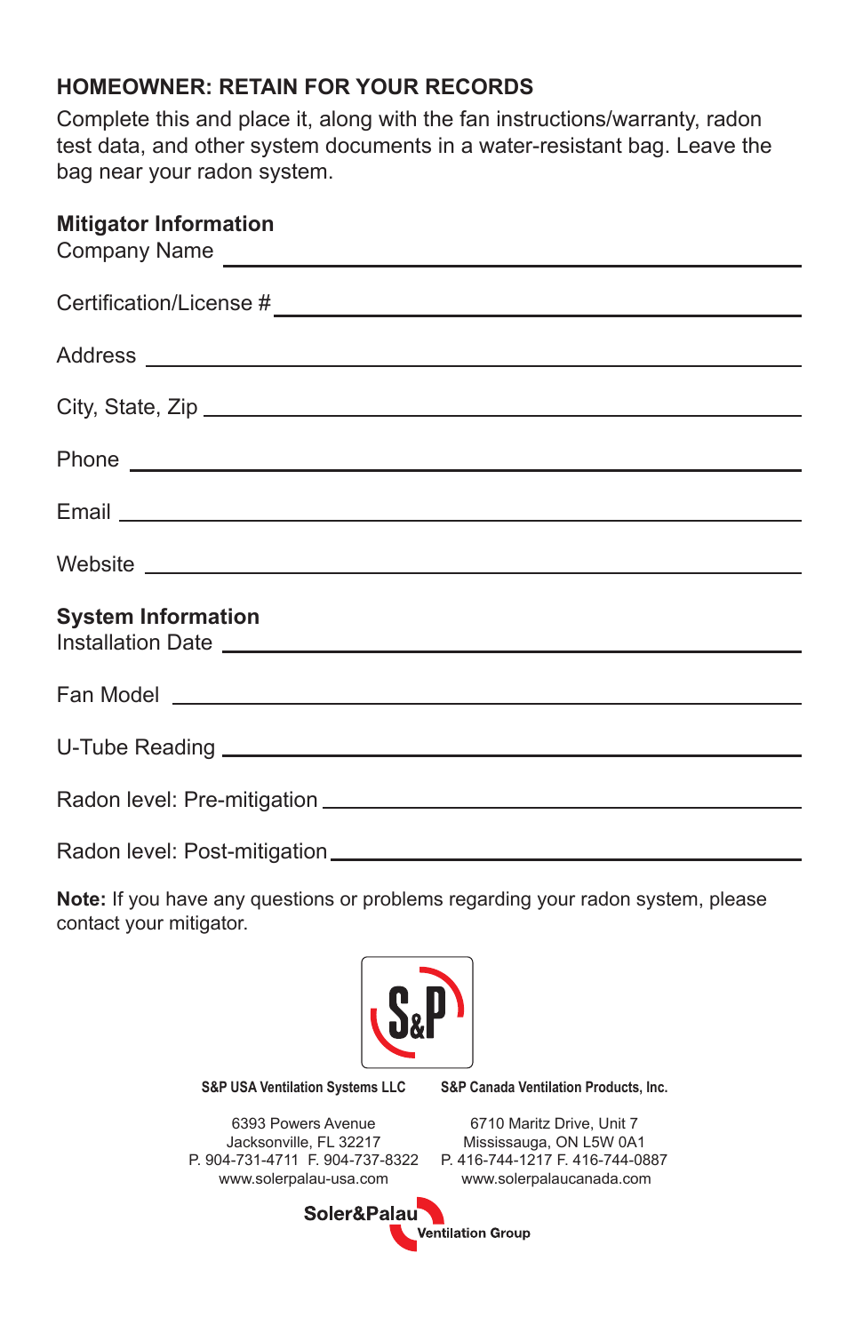## HOMEOWNER: RETAIN FOR YOUR RECORDS

Complete this and place it, along with the fan instructions/warranty, radon test data, and other system documents in a water-resistant bag. Leave the bag near your radon system.

**Mitigator Information**

Company Name ______________________________

Certification/License # ______________________________

Address ______________________________

City, State, Zip ______________________________

Phone ______________________________

Email ______________________________

Website ______________________________

**System Information**

Installation Date ______________________________

Fan Model ______________________________

U-Tube Reading ______________________________

Radon level: Pre-mitigation ______________________________

Radon level: Post-mitigation ______________________________

**Note:** If you have any questions or problems regarding your radon system, please contact your mitigator.

**S&P USA Ventilation Systems LLC**

6393 Powers Avenue
Jacksonville, FL 32217
P. 904-731-4711 F. 904-737-8322
www.solerpalau-usa.com

**S&P Canada Ventilation Products, Inc.**

6710 Maritz Drive, Unit 7
Mississauga, ON L5W 0A1
P. 416-744-1217 F. 416-744-0887
www.solerpalaucanada.com

Soler&Palau Ventilation Group